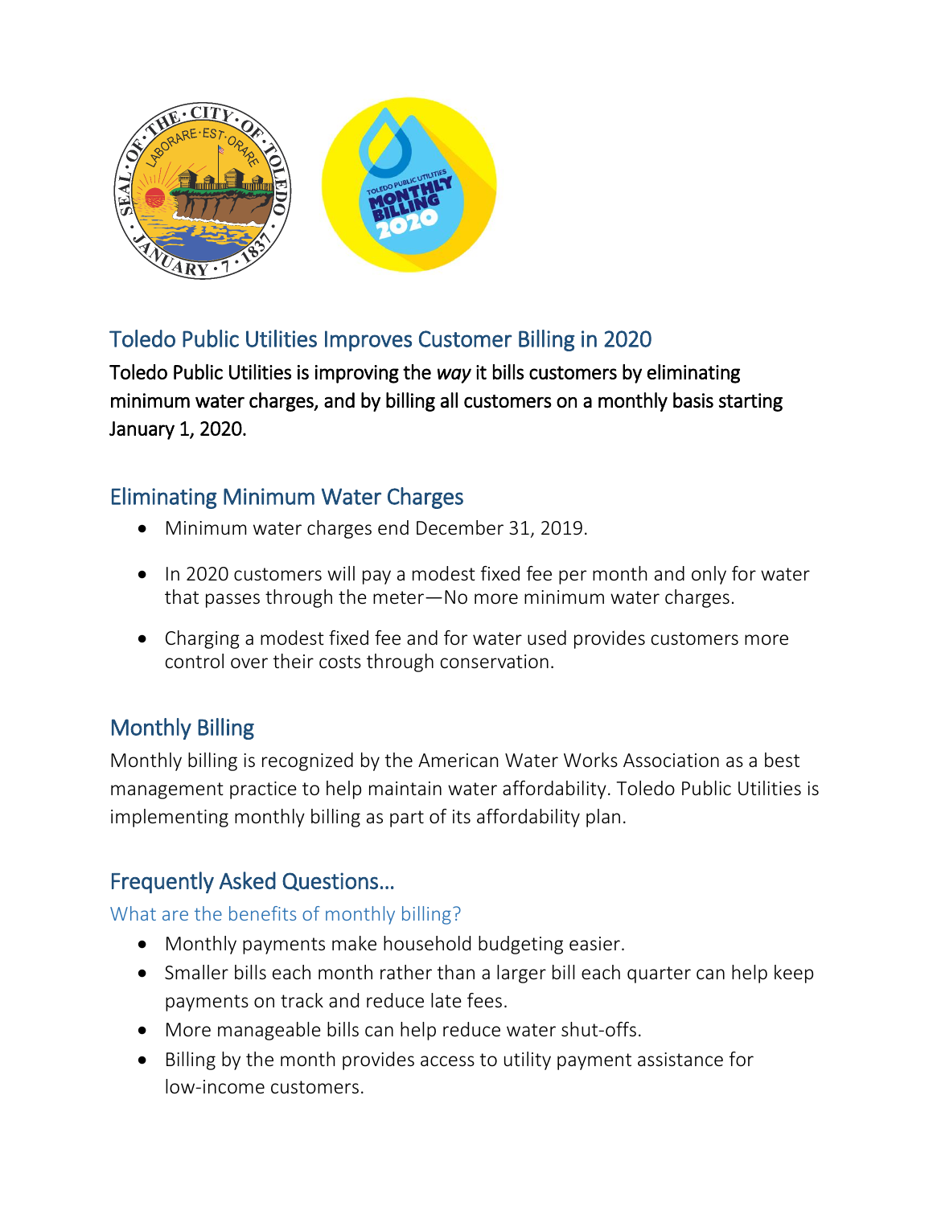## Toledo Public Utilities Improves Customer Billing in 2020

Toledo Public Utilities is improving the *way* it bills customers by eliminating minimum water charges, and by billing all customers on a monthly basis starting January 1, 2020.

## Eliminating Minimum Water Charges

- Minimum water charges end December 31, 2019.
- In 2020 customers will pay a modest fixed fee per month and only for water that passes through the meter—No more minimum water charges.
- Charging a modest fixed fee and for water used provides customers more control over their costs through conservation.

## Monthly Billing

Monthly billing is recognized by the American Water Works Association as a best management practice to help maintain water affordability. Toledo Public Utilities is implementing monthly billing as part of its affordability plan.

## Frequently Asked Questions…

### What are the benefits of monthly billing?

- Monthly payments make household budgeting easier.
- Smaller bills each month rather than a larger bill each quarter can help keep payments on track and reduce late fees.
- More manageable bills can help reduce water shut-offs.
- Billing by the month provides access to utility payment assistance for low-income customers.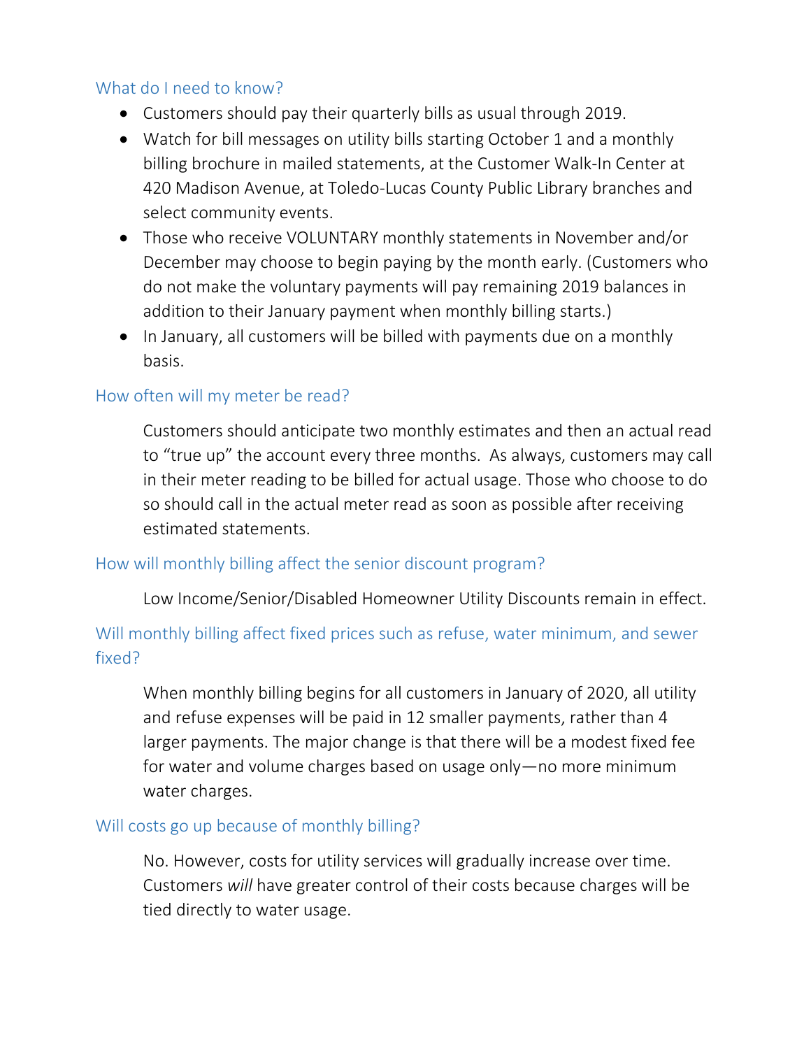## What do I need to know?

- Customers should pay their quarterly bills as usual through 2019.
- Watch for bill messages on utility bills starting October 1 and a monthly billing brochure in mailed statements, at the Customer Walk-In Center at 420 Madison Avenue, at Toledo-Lucas County Public Library branches and select community events.
- Those who receive VOLUNTARY monthly statements in November and/or December may choose to begin paying by the month early. (Customers who do not make the voluntary payments will pay remaining 2019 balances in addition to their January payment when monthly billing starts.)
- In January, all customers will be billed with payments due on a monthly basis.

## How often will my meter be read?

Customers should anticipate two monthly estimates and then an actual read to "true up" the account every three months. As always, customers may call in their meter reading to be billed for actual usage. Those who choose to do so should call in the actual meter read as soon as possible after receiving estimated statements.

## How will monthly billing affect the senior discount program?

Low Income/Senior/Disabled Homeowner Utility Discounts remain in effect.

## Will monthly billing affect fixed prices such as refuse, water minimum, and sewer fixed?

When monthly billing begins for all customers in January of 2020, all utility and refuse expenses will be paid in 12 smaller payments, rather than 4 larger payments. The major change is that there will be a modest fixed fee for water and volume charges based on usage only—no more minimum water charges.

## Will costs go up because of monthly billing?

No. However, costs for utility services will gradually increase over time. Customers *will* have greater control of their costs because charges will be tied directly to water usage.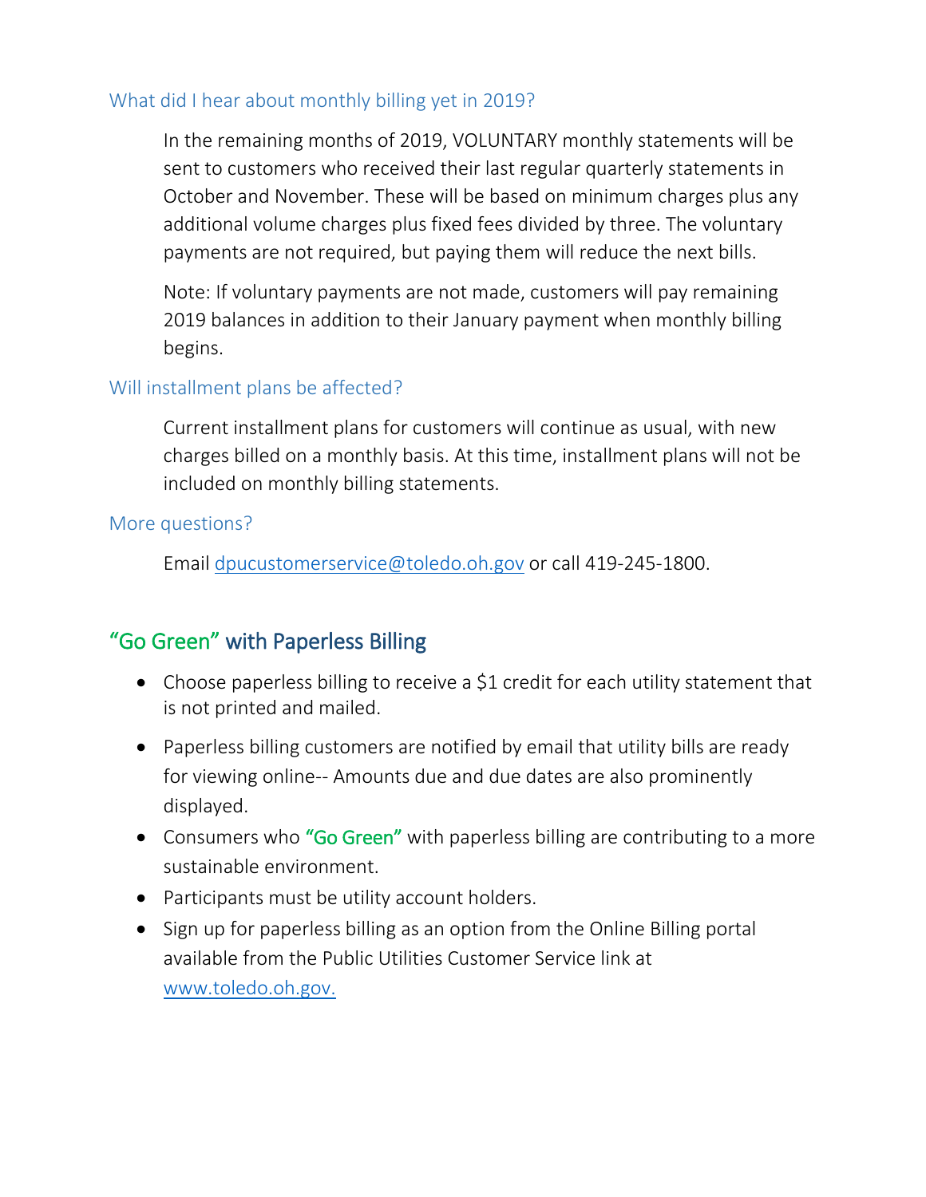### What did I hear about monthly billing yet in 2019?

In the remaining months of 2019, VOLUNTARY monthly statements will be sent to customers who received their last regular quarterly statements in October and November. These will be based on minimum charges plus any additional volume charges plus fixed fees divided by three. The voluntary payments are not required, but paying them will reduce the next bills.

Note: If voluntary payments are not made, customers will pay remaining 2019 balances in addition to their January payment when monthly billing begins.

### Will installment plans be affected?

Current installment plans for customers will continue as usual, with new charges billed on a monthly basis. At this time, installment plans will not be included on monthly billing statements.

### More questions?

Email dpucustomerservice@toledo.oh.gov or call 419-245-1800.

## "Go Green" with Paperless Billing

- Choose paperless billing to receive a $1 credit for each utility statement that is not printed and mailed.
- Paperless billing customers are notified by email that utility bills are ready for viewing online-- Amounts due and due dates are also prominently displayed.
- Consumers who "Go Green" with paperless billing are contributing to a more sustainable environment.
- Participants must be utility account holders.
- Sign up for paperless billing as an option from the Online Billing portal available from the Public Utilities Customer Service link at www.toledo.oh.gov.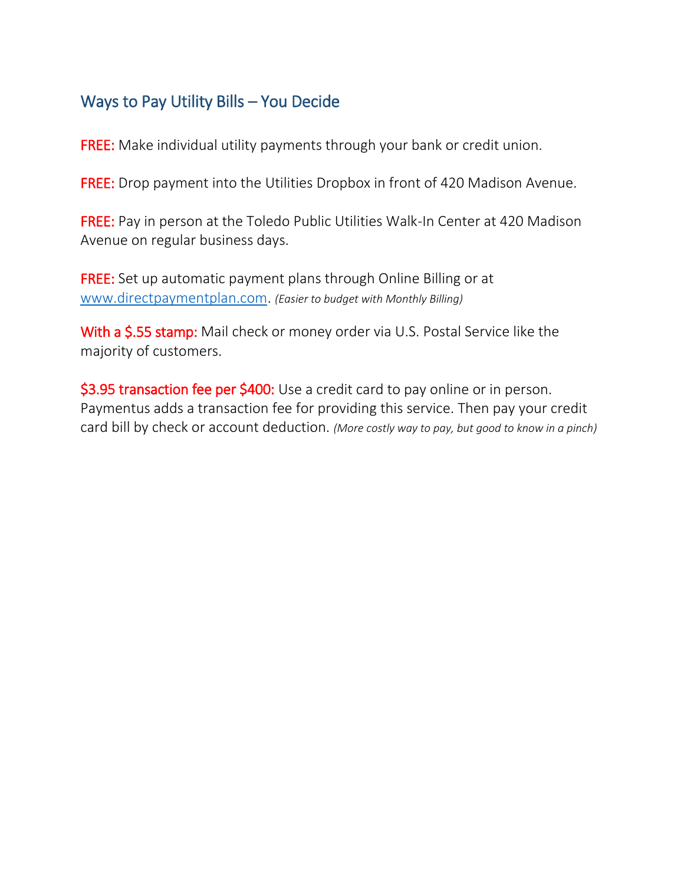## Ways to Pay Utility Bills – You Decide

**FREE:** Make individual utility payments through your bank or credit union.

**FREE:** Drop payment into the Utilities Dropbox in front of 420 Madison Avenue.

**FREE:** Pay in person at the Toledo Public Utilities Walk-In Center at 420 Madison Avenue on regular business days.

**FREE:** Set up automatic payment plans through Online Billing or at www.directpaymentplan.com. *(Easier to budget with Monthly Billing)*

**With a $.55 stamp:** Mail check or money order via U.S. Postal Service like the majority of customers.

**$3.95 transaction fee per $400:** Use a credit card to pay online or in person. Paymentus adds a transaction fee for providing this service. Then pay your credit card bill by check or account deduction. *(More costly way to pay, but good to know in a pinch)*